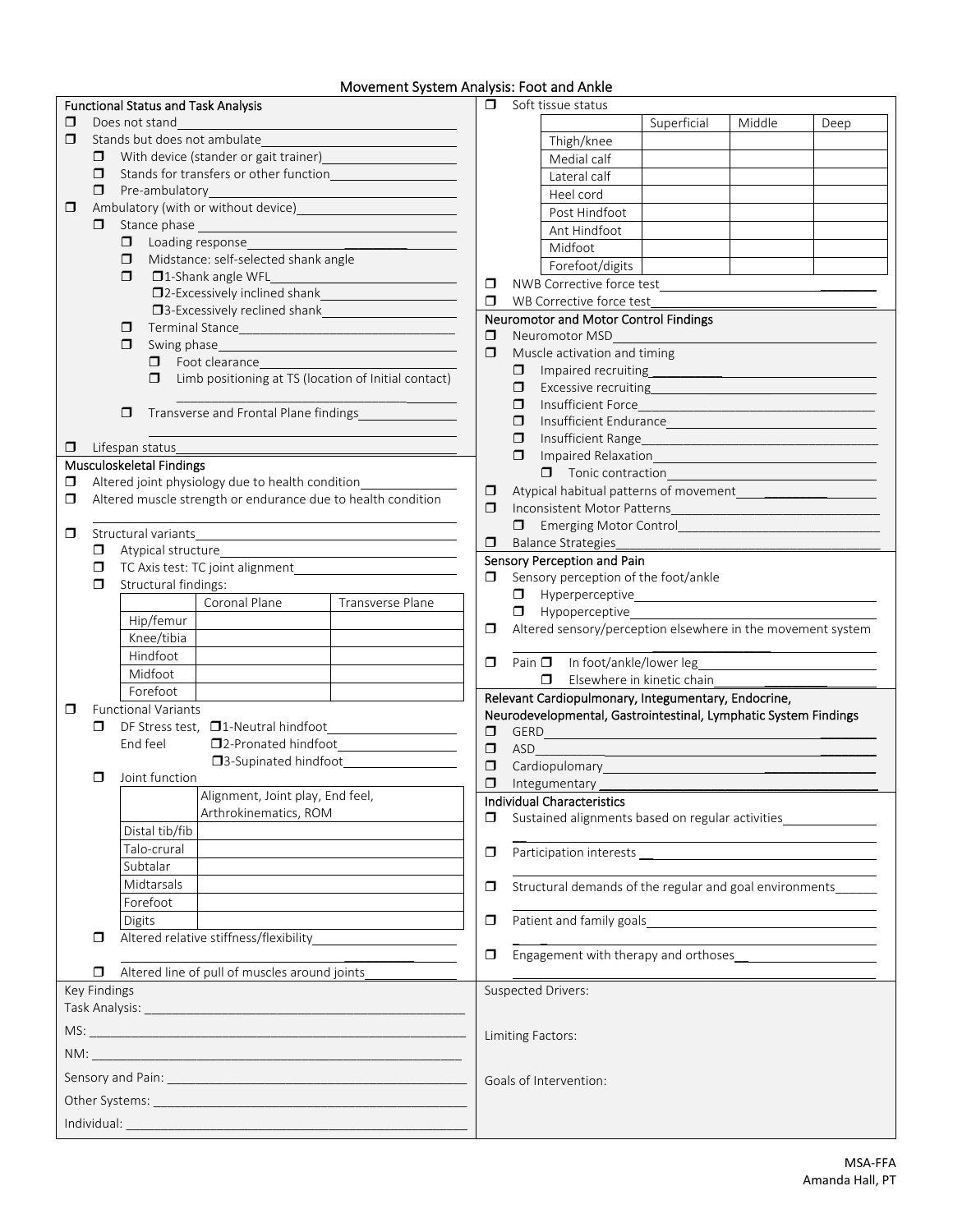# Movement System Analysis: Foot and Ankle

## Functional Status and Task Analysis

- ☐ Does not stand\_\_\_\_\_\_\_\_\_\_\_\_\_\_\_\_\_\_\_\_
- ☐ Stands but does not ambulate\_\_\_\_\_\_\_\_\_\_\_\_\_\_\_\_\_\_\_\_
  - ☐ With device (stander or gait trainer)\_\_\_\_\_\_\_\_\_\_\_\_\_\_\_\_\_\_\_\_
  - ☐ Stands for transfers or other function\_\_\_\_\_\_\_\_\_\_\_\_\_\_\_\_\_\_\_\_
  - ☐ Pre-ambulatory\_\_\_\_\_\_\_\_\_\_\_\_\_\_\_\_\_\_\_\_
- ☐ Ambulatory (with or without device)\_\_\_\_\_\_\_\_\_\_\_\_\_\_\_\_\_\_\_\_
  - ☐ Stance phase \_\_\_\_\_\_\_\_\_\_\_\_\_\_\_\_\_\_\_\_
    - ☐ Loading response\_\_\_\_\_\_\_\_\_\_\_\_\_\_\_\_\_\_\_\_
    - ☐ Midstance: self-selected shank angle
    - ☐ ☐1-Shank angle WFL\_\_\_\_\_\_\_\_\_\_\_\_\_\_\_\_\_\_\_\_
      - ☐2-Excessively inclined shank\_\_\_\_\_\_\_\_\_\_\_\_\_\_\_\_\_\_\_\_
      - ☐3-Excessively reclined shank\_\_\_\_\_\_\_\_\_\_\_\_\_\_\_\_\_\_\_\_
    - ☐ Terminal Stance\_\_\_\_\_\_\_\_\_\_\_\_\_\_\_\_\_\_\_\_
    - ☐ Swing phase\_\_\_\_\_\_\_\_\_\_\_\_\_\_\_\_\_\_\_\_
      - ☐ Foot clearance\_\_\_\_\_\_\_\_\_\_\_\_\_\_\_\_\_\_\_\_
      - ☐ Limb positioning at TS (location of Initial contact) \_\_\_\_\_\_\_\_\_\_\_\_\_\_\_\_\_\_\_\_
    - ☐ Transverse and Frontal Plane findings\_\_\_\_\_\_\_\_\_\_\_\_\_\_\_\_\_\_\_\_
- ☐ Lifespan status\_\_\_\_\_\_\_\_\_\_\_\_\_\_\_\_\_\_\_\_

## Musculoskeletal Findings

- ☐ Altered joint physiology due to health condition\_\_\_\_\_\_\_\_\_\_\_\_\_\_\_\_\_\_\_\_
- ☐ Altered muscle strength or endurance due to health condition \_\_\_\_\_\_\_\_\_\_\_\_\_\_\_\_\_\_\_\_
- ☐ Structural variants\_\_\_\_\_\_\_\_\_\_\_\_\_\_\_\_\_\_\_\_
  - ☐ Atypical structure\_\_\_\_\_\_\_\_\_\_\_\_\_\_\_\_\_\_\_\_
  - ☐ TC Axis test: TC joint alignment\_\_\_\_\_\_\_\_\_\_\_\_\_\_\_\_\_\_\_\_
  - ☐ Structural findings:

| | Coronal Plane | Transverse Plane |
|---|---|---|
| Hip/femur | | |
| Knee/tibia | | |
| Hindfoot | | |
| Midfoot | | |
| Forefoot | | |

- ☐ Functional Variants
  - ☐ DF Stress test, End feel ☐1-Neutral hindfoot\_\_\_\_\_\_\_\_\_\_\_\_\_\_\_\_\_\_\_\_
    - ☐2-Pronated hindfoot\_\_\_\_\_\_\_\_\_\_\_\_\_\_\_\_\_\_\_\_
    - ☐3-Supinated hindfoot\_\_\_\_\_\_\_\_\_\_\_\_\_\_\_\_\_\_\_\_
  - ☐ Joint function

| | Alignment, Joint play, End feel, Arthrokinematics, ROM |
|---|---|
| Distal tib/fib | |
| Talo-crural | |
| Subtalar | |
| Midtarsals | |
| Forefoot | |
| Digits | |

  - ☐ Altered relative stiffness/flexibility\_\_\_\_\_\_\_\_\_\_\_\_\_\_\_\_\_\_\_\_ \_\_\_\_\_\_\_\_\_\_\_\_\_\_\_\_\_\_\_\_
  - ☐ Altered line of pull of muscles around joints\_\_\_\_\_\_\_\_\_\_\_\_\_\_\_\_\_\_\_\_

- ☐ Soft tissue status

| | Superficial | Middle | Deep |
|---|---|---|---|
| Thigh/knee | | | |
| Medial calf | | | |
| Lateral calf | | | |
| Heel cord | | | |
| Post Hindfoot | | | |
| Ant Hindfoot | | | |
| Midfoot | | | |
| Forefoot/digits | | | |

- ☐ NWB Corrective force test\_\_\_\_\_\_\_\_\_\_\_\_\_\_\_\_\_\_\_\_
- ☐ WB Corrective force test\_\_\_\_\_\_\_\_\_\_\_\_\_\_\_\_\_\_\_\_

## Neuromotor and Motor Control Findings

- ☐ Neuromotor MSD\_\_\_\_\_\_\_\_\_\_\_\_\_\_\_\_\_\_\_\_
- ☐ Muscle activation and timing
  - ☐ Impaired recruiting\_\_\_\_\_\_\_\_\_\_\_\_\_\_\_\_\_\_\_\_
  - ☐ Excessive recruiting\_\_\_\_\_\_\_\_\_\_\_\_\_\_\_\_\_\_\_\_
  - ☐ Insufficient Force\_\_\_\_\_\_\_\_\_\_\_\_\_\_\_\_\_\_\_\_
  - ☐ Insufficient Endurance\_\_\_\_\_\_\_\_\_\_\_\_\_\_\_\_\_\_\_\_
  - ☐ Insufficient Range\_\_\_\_\_\_\_\_\_\_\_\_\_\_\_\_\_\_\_\_
  - ☐ Impaired Relaxation\_\_\_\_\_\_\_\_\_\_\_\_\_\_\_\_\_\_\_\_
    - ☐ Tonic contraction\_\_\_\_\_\_\_\_\_\_\_\_\_\_\_\_\_\_\_\_
- ☐ Atypical habitual patterns of movement\_\_\_\_\_\_\_\_\_\_\_\_\_\_\_\_\_\_\_\_
- ☐ Inconsistent Motor Patterns\_\_\_\_\_\_\_\_\_\_\_\_\_\_\_\_\_\_\_\_
  - ☐ Emerging Motor Control\_\_\_\_\_\_\_\_\_\_\_\_\_\_\_\_\_\_\_\_
- ☐ Balance Strategies\_\_\_\_\_\_\_\_\_\_\_\_\_\_\_\_\_\_\_\_

## Sensory Perception and Pain

- ☐ Sensory perception of the foot/ankle
  - ☐ Hyperperceptive\_\_\_\_\_\_\_\_\_\_\_\_\_\_\_\_\_\_\_\_
  - ☐ Hypoperceptive\_\_\_\_\_\_\_\_\_\_\_\_\_\_\_\_\_\_\_\_
- ☐ Altered sensory/perception elsewhere in the movement system \_\_\_\_\_\_\_\_\_\_\_\_\_\_\_\_\_\_\_\_
- ☐ Pain ☐ In foot/ankle/lower leg\_\_\_\_\_\_\_\_\_\_\_\_\_\_\_\_\_\_\_\_
  - ☐ Elsewhere in kinetic chain\_\_\_\_\_\_\_\_\_\_\_\_\_\_\_\_\_\_\_\_

## Relevant Cardiopulmonary, Integumentary, Endocrine, Neurodevelopmental, Gastrointestinal, Lymphatic System Findings

- ☐ GERD\_\_\_\_\_\_\_\_\_\_\_\_\_\_\_\_\_\_\_\_
- ☐ ASD\_\_\_\_\_\_\_\_\_\_\_\_\_\_\_\_\_\_\_\_
- ☐ Cardiopulomary\_\_\_\_\_\_\_\_\_\_\_\_\_\_\_\_\_\_\_\_
- ☐ Integumentary\_\_\_\_\_\_\_\_\_\_\_\_\_\_\_\_\_\_\_\_

## Individual Characteristics

- ☐ Sustained alignments based on regular activities\_\_\_\_\_\_\_\_\_\_\_\_\_\_\_\_\_\_\_\_
- ☐ Participation interests \_\_\_\_\_\_\_\_\_\_\_\_\_\_\_\_\_\_\_\_
- ☐ Structural demands of the regular and goal environments\_\_\_\_\_\_\_\_\_\_\_\_\_\_\_\_\_\_\_\_
- ☐ Patient and family goals\_\_\_\_\_\_\_\_\_\_\_\_\_\_\_\_\_\_\_\_
- ☐ Engagement with therapy and orthoses\_\_\_\_\_\_\_\_\_\_\_\_\_\_\_\_\_\_\_\_

## Key Findings

Task Analysis: \_\_\_\_\_\_\_\_\_\_\_\_\_\_\_\_\_\_\_\_

MS: \_\_\_\_\_\_\_\_\_\_\_\_\_\_\_\_\_\_\_\_

NM: \_\_\_\_\_\_\_\_\_\_\_\_\_\_\_\_\_\_\_\_

Sensory and Pain: \_\_\_\_\_\_\_\_\_\_\_\_\_\_\_\_\_\_\_\_

Other Systems: \_\_\_\_\_\_\_\_\_\_\_\_\_\_\_\_\_\_\_\_

Individual: \_\_\_\_\_\_\_\_\_\_\_\_\_\_\_\_\_\_\_\_

Suspected Drivers:

Limiting Factors:

Goals of Intervention:

MSA-FFA
Amanda Hall, PT